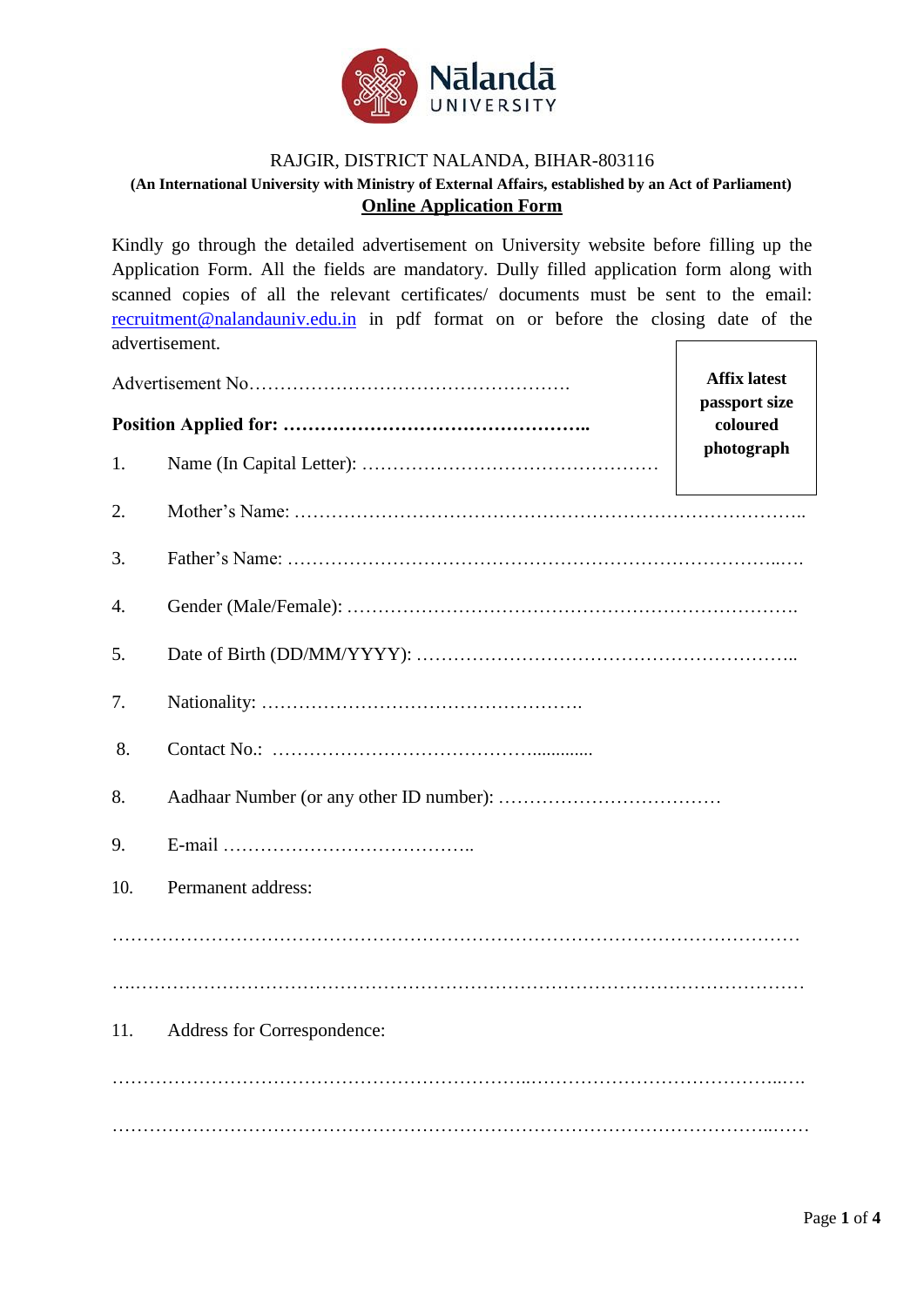Nālandā UNIVERSITY

RAJGIR, DISTRICT NALANDA, BIHAR-803116

**(An International University with Ministry of External Affairs, established by an Act of Parliament)**

# **Online Application Form**

Kindly go through the detailed advertisement on University website before filling up the Application Form. All the fields are mandatory. Dully filled application form along with scanned copies of all the relevant certificates/ documents must be sent to the email: recruitment@nalandauniv.edu.in in pdf format on or before the closing date of the advertisement.

**Affix latest passport size coloured photograph**

Advertisement No…………………………………………….

**Position Applied for: …………………………………………..**

1. Name (In Capital Letter): …………………………………………

2. Mother's Name: ……………………………………………………………………..

3. Father's Name: ……………………………………………………………..….

4. Gender (Male/Female): ……………………………………………………………….

5. Date of Birth (DD/MM/YYYY): ……………………………………………………..

7. Nationality: …………………………………………….

8. Contact No.: ……………………………………..............

8. Aadhaar Number (or any other ID number): ………………………………

9. E-mail …………………………………..

10. Permanent address:

……………………………………………………………………………………………

….…………………………………………………………………………………………

11. Address for Correspondence:

…………………………………………………………..…………………………………..….

……………………………………………………………………………………………..……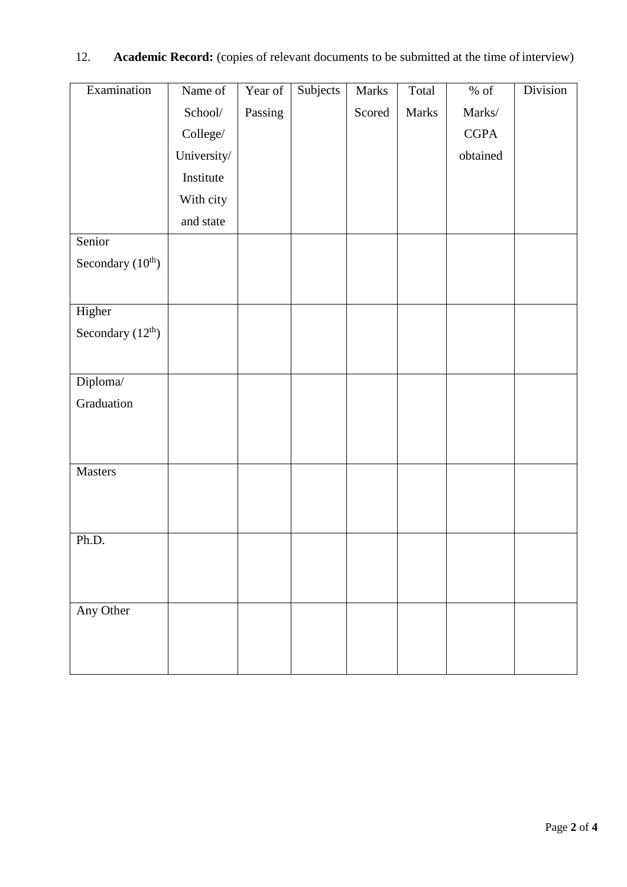12. **Academic Record:** (copies of relevant documents to be submitted at the time of interview)

| Examination | Name of School/ College/ University/ Institute With city and state | Year of Passing | Subjects | Marks Scored | Total Marks | % of Marks/ CGPA obtained | Division |
|---|---|---|---|---|---|---|---|
| Senior Secondary ($10^{th}$) | | | | | | | |
| Higher Secondary ($12^{th}$) | | | | | | | |
| Diploma/ Graduation | | | | | | | |
| Masters | | | | | | | |
| Ph.D. | | | | | | | |
| Any Other | | | | | | | |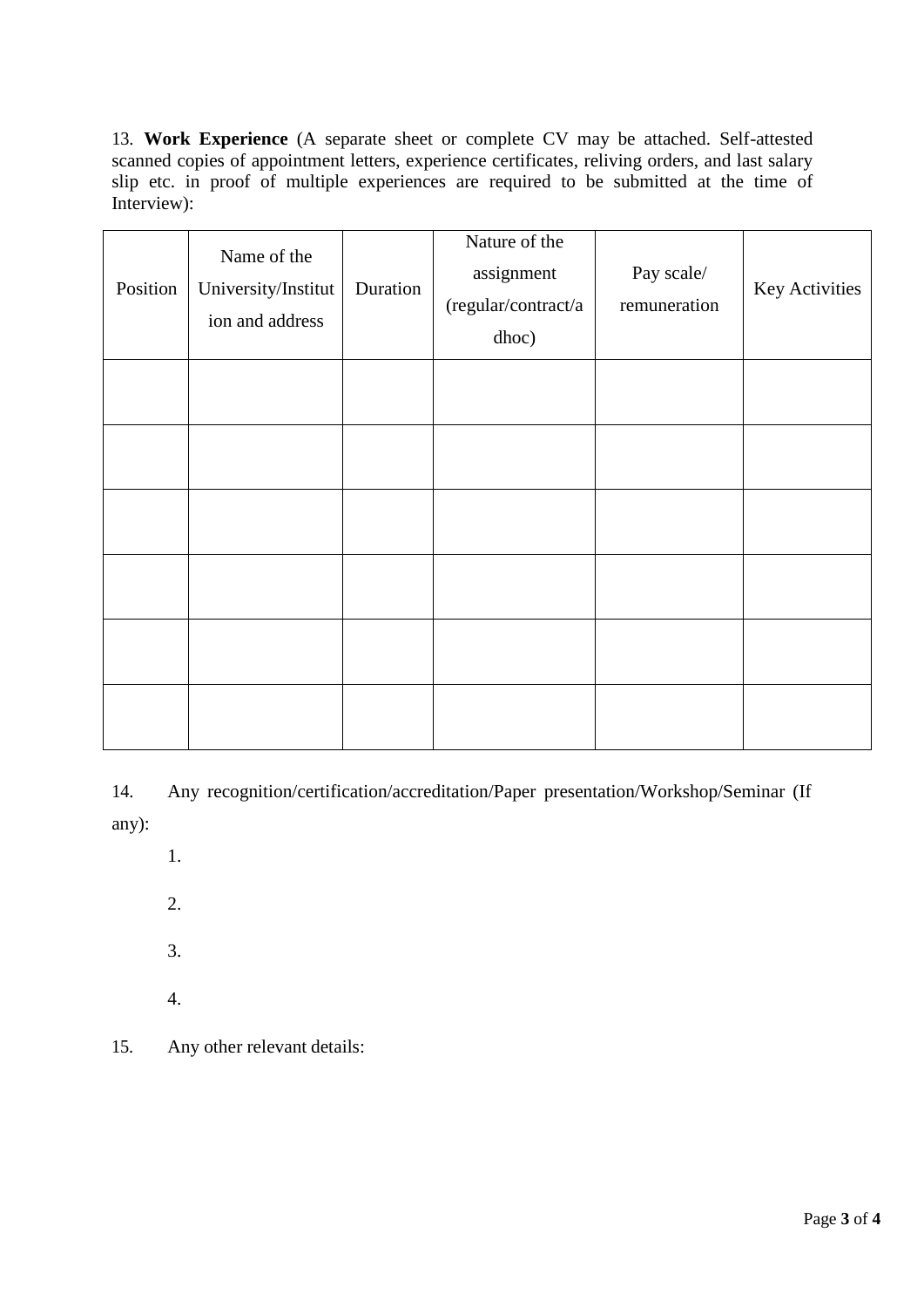13. **Work Experience** (A separate sheet or complete CV may be attached. Self-attested scanned copies of appointment letters, experience certificates, reliving orders, and last salary slip etc. in proof of multiple experiences are required to be submitted at the time of Interview):

| Position | Name of the University/Institution and address | Duration | Nature of the assignment (regular/contract/adhoc) | Pay scale/ remuneration | Key Activities |
|---|---|---|---|---|---|
| | | | | | |
| | | | | | |
| | | | | | |
| | | | | | |
| | | | | | |
| | | | | | |

14. Any recognition/certification/accreditation/Paper presentation/Workshop/Seminar (If any):

1.

2.

3.

4.

15. Any other relevant details: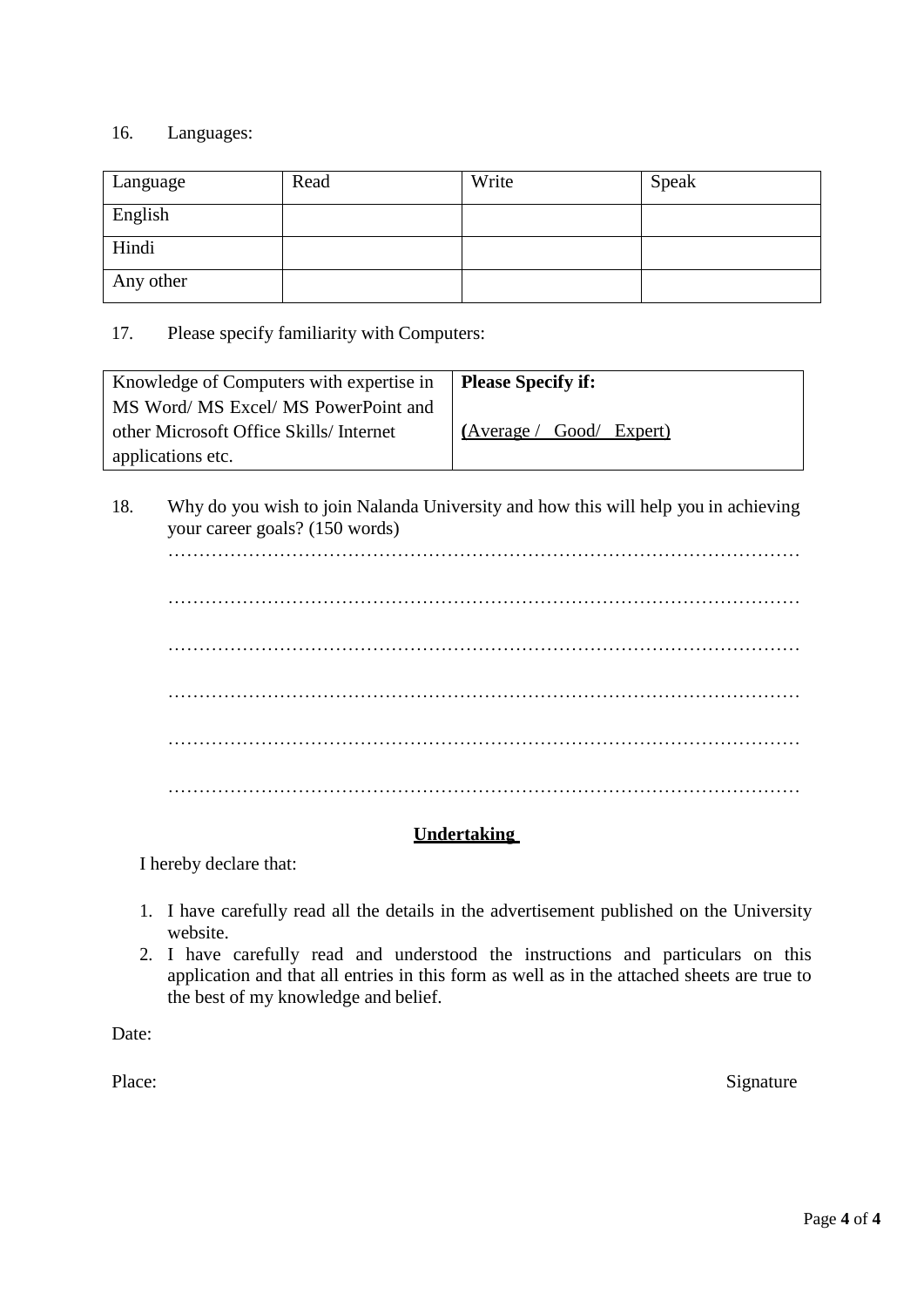16. Languages:

| Language | Read | Write | Speak |
|---|---|---|---|
| English | | | |
| Hindi | | | |
| Any other | | | |

17. Please specify familiarity with Computers:

| | |
|---|---|
| Knowledge of Computers with expertise in MS Word/ MS Excel/ MS PowerPoint and other Microsoft Office Skills/ Internet applications etc. | **Please Specify if:** (Average / Good/ Expert) |

18. Why do you wish to join Nalanda University and how this will help you in achieving your career goals? (150 words)

………………………………………………………………………………………

………………………………………………………………………………………

………………………………………………………………………………………

………………………………………………………………………………………

………………………………………………………………………………………

………………………………………………………………………………………

## Undertaking

I hereby declare that:

1. I have carefully read all the details in the advertisement published on the University website.
2. I have carefully read and understood the instructions and particulars on this application and that all entries in this form as well as in the attached sheets are true to the best of my knowledge and belief.

Date:

Place: Signature